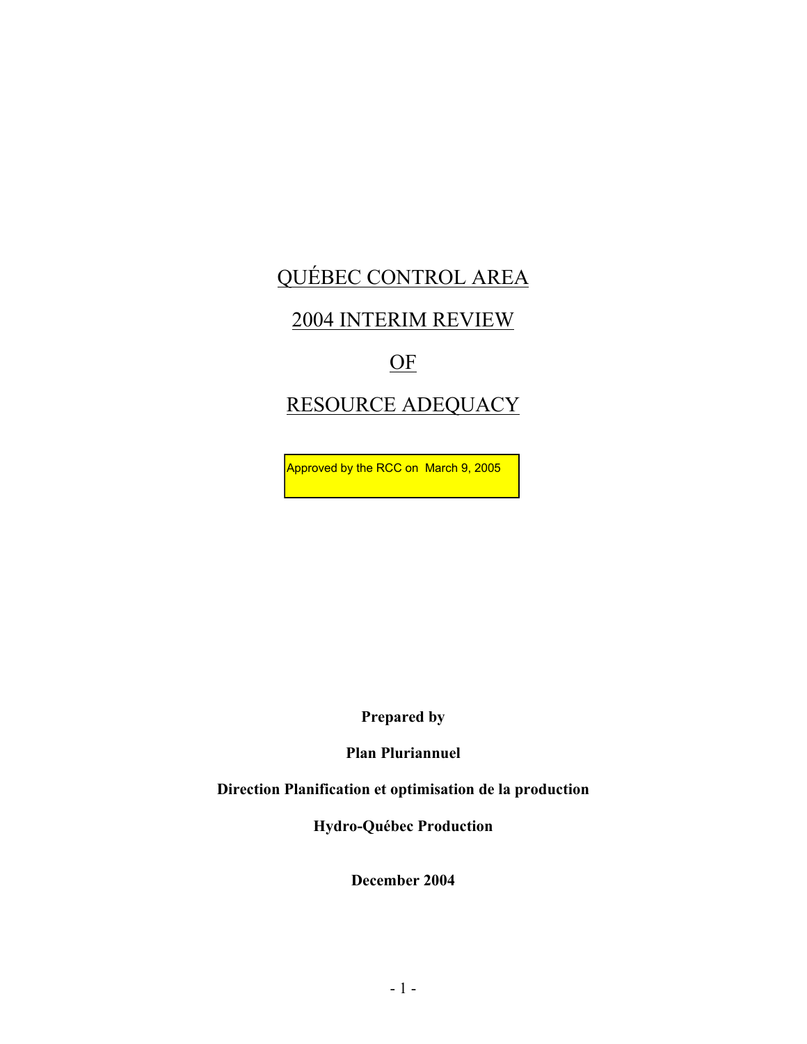# QUÉBEC CONTROL AREA

# 2004 INTERIM REVIEW

# OF

# RESOURCE ADEQUACY

Approved by the RCC on March 9, 2005

**Prepared by**

**Plan Pluriannuel**

**Direction Planification et optimisation de la production**

**Hydro-Québec Production**

**December 2004**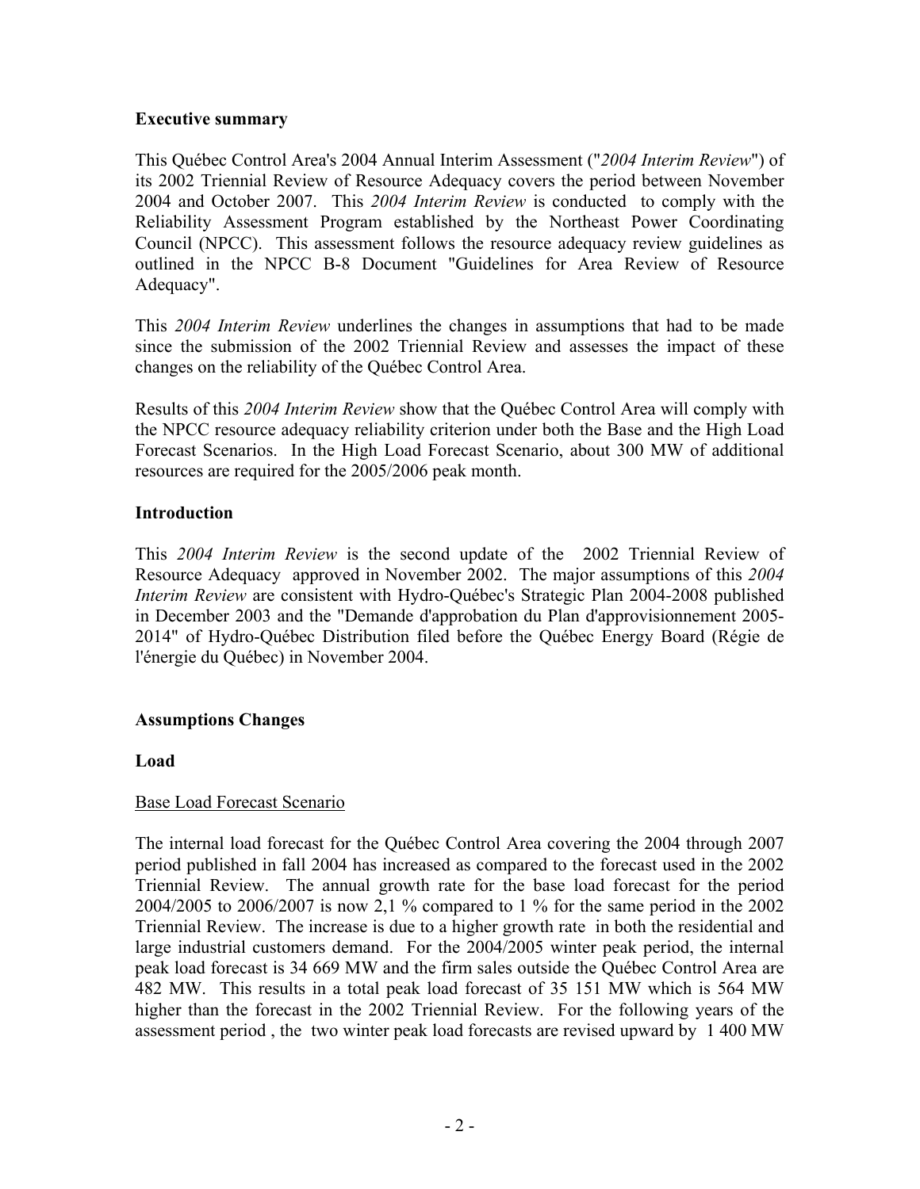## Executive summary

This Québec Control Area's 2004 Annual Interim Assessment ("*2004 Interim Review*") of its 2002 Triennial Review of Resource Adequacy covers the period between November 2004 and October 2007. This *2004 Interim Review* is conducted to comply with the Reliability Assessment Program established by the Northeast Power Coordinating Council (NPCC). This assessment follows the resource adequacy review guidelines as outlined in the NPCC B-8 Document "Guidelines for Area Review of Resource Adequacy".

This *2004 Interim Review* underlines the changes in assumptions that had to be made since the submission of the 2002 Triennial Review and assesses the impact of these changes on the reliability of the Québec Control Area.

Results of this *2004 Interim Review* show that the Québec Control Area will comply with the NPCC resource adequacy reliability criterion under both the Base and the High Load Forecast Scenarios. In the High Load Forecast Scenario, about 300 MW of additional resources are required for the 2005/2006 peak month.

## Introduction

This *2004 Interim Review* is the second update of the 2002 Triennial Review of Resource Adequacy approved in November 2002. The major assumptions of this *2004 Interim Review* are consistent with Hydro-Québec's Strategic Plan 2004-2008 published in December 2003 and the "Demande d'approbation du Plan d'approvisionnement 2005-2014" of Hydro-Québec Distribution filed before the Québec Energy Board (Régie de l'énergie du Québec) in November 2004.

## Assumptions Changes

### Load

Base Load Forecast Scenario

The internal load forecast for the Québec Control Area covering the 2004 through 2007 period published in fall 2004 has increased as compared to the forecast used in the 2002 Triennial Review. The annual growth rate for the base load forecast for the period 2004/2005 to 2006/2007 is now 2,1 % compared to 1 % for the same period in the 2002 Triennial Review. The increase is due to a higher growth rate in both the residential and large industrial customers demand. For the 2004/2005 winter peak period, the internal peak load forecast is 34 669 MW and the firm sales outside the Québec Control Area are 482 MW. This results in a total peak load forecast of 35 151 MW which is 564 MW higher than the forecast in the 2002 Triennial Review. For the following years of the assessment period , the two winter peak load forecasts are revised upward by 1 400 MW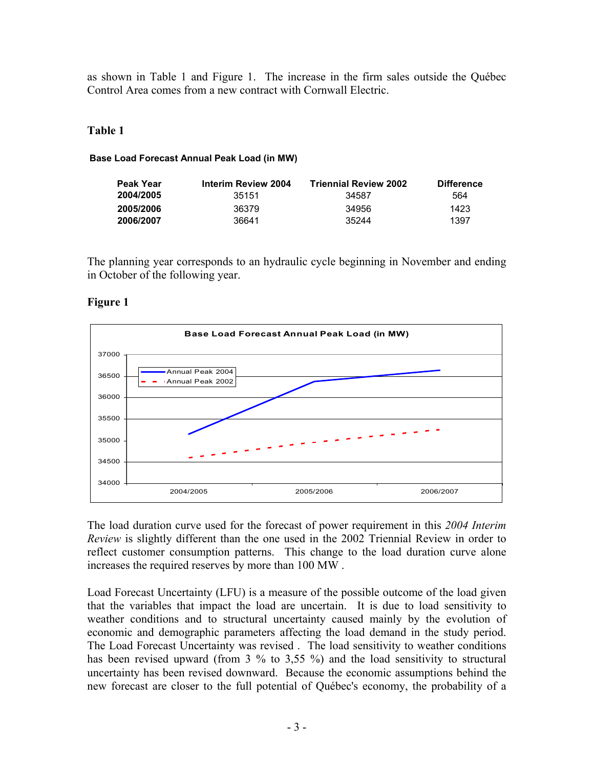as shown in Table 1 and Figure 1. The increase in the firm sales outside the Québec Control Area comes from a new contract with Cornwall Electric.

**Table 1**

**Base Load Forecast Annual Peak Load (in MW)**

| Peak Year | Interim Review 2004 | Triennial Review 2002 | Difference |
|---|---|---|---|
| **2004/2005** | 35151 | 34587 | 564 |
| **2005/2006** | 36379 | 34956 | 1423 |
| **2006/2007** | 36641 | 35244 | 1397 |

The planning year corresponds to an hydraulic cycle beginning in November and ending in October of the following year.

**Figure 1**

**Base Load Forecast Annual Peak Load (in MW)**

| Peak Year | Annual Peak 2004 | Annual Peak 2002 |
|---|---|---|
| 2004/2005 | 35151 | 34587 |
| 2005/2006 | 36379 | 34956 |
| 2006/2007 | 36641 | 35244 |

The load duration curve used for the forecast of power requirement in this *2004 Interim Review* is slightly different than the one used in the 2002 Triennial Review in order to reflect customer consumption patterns. This change to the load duration curve alone increases the required reserves by more than 100 MW .

Load Forecast Uncertainty (LFU) is a measure of the possible outcome of the load given that the variables that impact the load are uncertain. It is due to load sensitivity to weather conditions and to structural uncertainty caused mainly by the evolution of economic and demographic parameters affecting the load demand in the study period. The Load Forecast Uncertainty was revised . The load sensitivity to weather conditions has been revised upward (from 3 % to 3,55 %) and the load sensitivity to structural uncertainty has been revised downward. Because the economic assumptions behind the new forecast are closer to the full potential of Québec's economy, the probability of a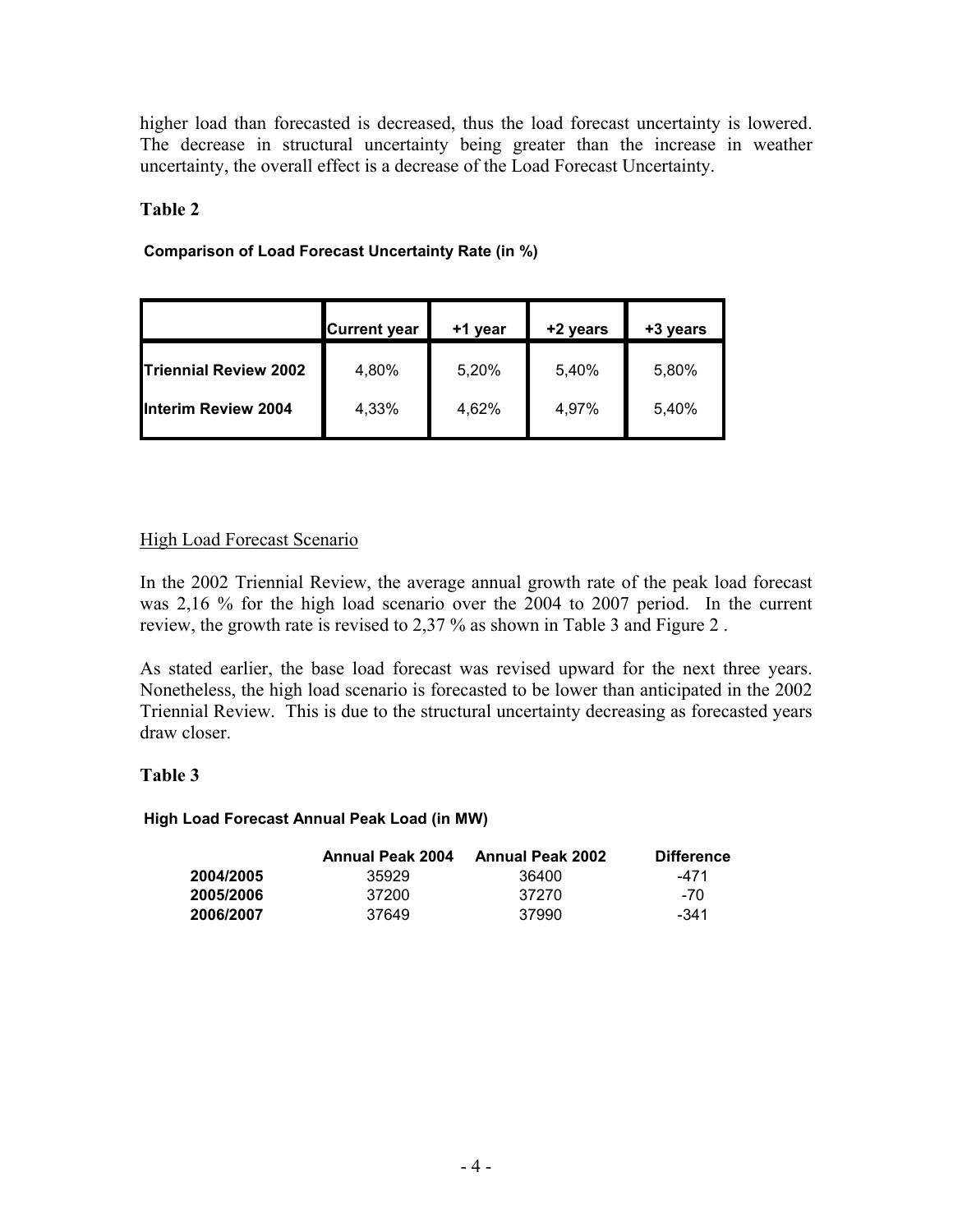higher load than forecasted is decreased, thus the load forecast uncertainty is lowered. The decrease in structural uncertainty being greater than the increase in weather uncertainty, the overall effect is a decrease of the Load Forecast Uncertainty.

**Table 2**

**Comparison of Load Forecast Uncertainty Rate (in %)**

| | Current year | +1 year | +2 years | +3 years |
|---|---|---|---|---|
| **Triennial Review 2002** | 4,80% | 5,20% | 5,40% | 5,80% |
| **Interim Review 2004** | 4,33% | 4,62% | 4,97% | 5,40% |

High Load Forecast Scenario

In the 2002 Triennial Review, the average annual growth rate of the peak load forecast was 2,16 % for the high load scenario over the 2004 to 2007 period. In the current review, the growth rate is revised to 2,37 % as shown in Table 3 and Figure 2 .

As stated earlier, the base load forecast was revised upward for the next three years. Nonetheless, the high load scenario is forecasted to be lower than anticipated in the 2002 Triennial Review. This is due to the structural uncertainty decreasing as forecasted years draw closer.

**Table 3**

**High Load Forecast Annual Peak Load (in MW)**

| | Annual Peak 2004 | Annual Peak 2002 | Difference |
|---|---|---|---|
| **2004/2005** | 35929 | 36400 | -471 |
| **2005/2006** | 37200 | 37270 | -70 |
| **2006/2007** | 37649 | 37990 | -341 |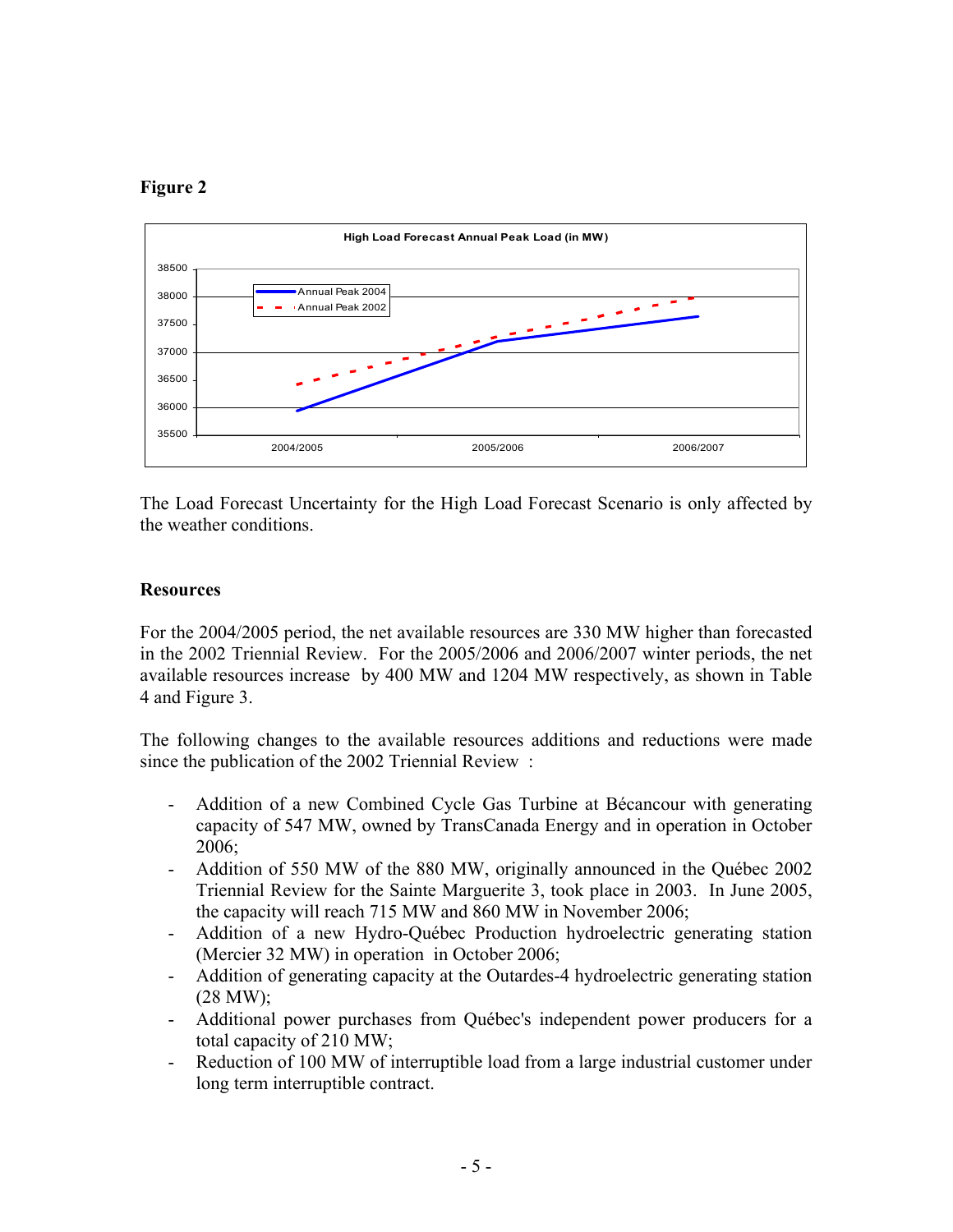**Figure 2**

The Load Forecast Uncertainty for the High Load Forecast Scenario is only affected by the weather conditions.

**Resources**

For the 2004/2005 period, the net available resources are 330 MW higher than forecasted in the 2002 Triennial Review. For the 2005/2006 and 2006/2007 winter periods, the net available resources increase by 400 MW and 1204 MW respectively, as shown in Table 4 and Figure 3.

The following changes to the available resources additions and reductions were made since the publication of the 2002 Triennial Review :

- Addition of a new Combined Cycle Gas Turbine at Bécancour with generating capacity of 547 MW, owned by TransCanada Energy and in operation in October 2006;
- Addition of 550 MW of the 880 MW, originally announced in the Québec 2002 Triennial Review for the Sainte Marguerite 3, took place in 2003. In June 2005, the capacity will reach 715 MW and 860 MW in November 2006;
- Addition of a new Hydro-Québec Production hydroelectric generating station (Mercier 32 MW) in operation in October 2006;
- Addition of generating capacity at the Outardes-4 hydroelectric generating station (28 MW);
- Additional power purchases from Québec's independent power producers for a total capacity of 210 MW;
- Reduction of 100 MW of interruptible load from a large industrial customer under long term interruptible contract.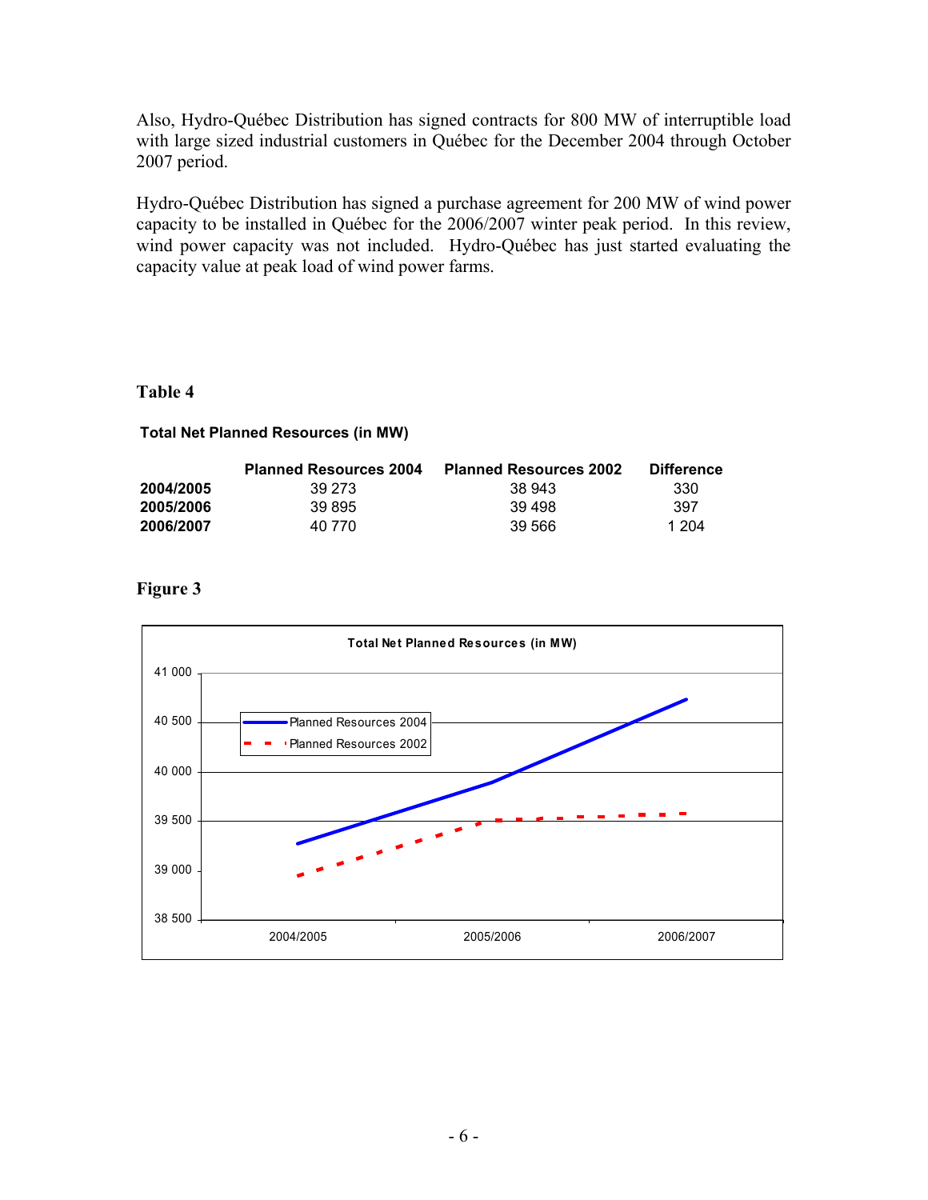Also, Hydro-Québec Distribution has signed contracts for 800 MW of interruptible load with large sized industrial customers in Québec for the December 2004 through October 2007 period.

Hydro-Québec Distribution has signed a purchase agreement for 200 MW of wind power capacity to be installed in Québec for the 2006/2007 winter peak period. In this review, wind power capacity was not included. Hydro-Québec has just started evaluating the capacity value at peak load of wind power farms.

**Table 4**

**Total Net Planned Resources (in MW)**

| | Planned Resources 2004 | Planned Resources 2002 | Difference |
|---|---|---|---|
| **2004/2005** | 39 273 | 38 943 | 330 |
| **2005/2006** | 39 895 | 39 498 | 397 |
| **2006/2007** | 40 770 | 39 566 | 1 204 |

**Figure 3**

**Total Net Planned Resources (in MW)**

| | Planned Resources 2004 | Planned Resources 2002 |
|---|---|---|
| 2004/2005 | 39 273 | 38 943 |
| 2005/2006 | 39 895 | 39 498 |
| 2006/2007 | 40 770 | 39 566 |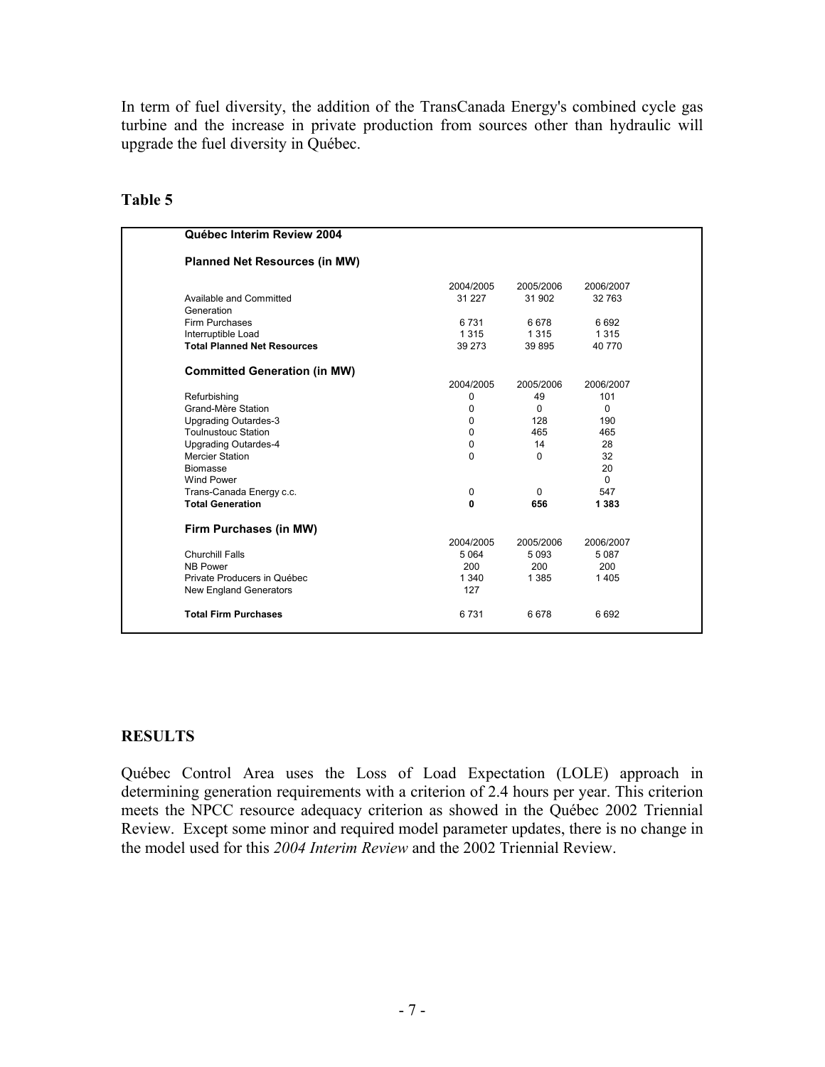In term of fuel diversity, the addition of the TransCanada Energy's combined cycle gas turbine and the increase in private production from sources other than hydraulic will upgrade the fuel diversity in Québec.

**Table 5**

**Québec Interim Review 2004**

**Planned Net Resources (in MW)**

| | 2004/2005 | 2005/2006 | 2006/2007 |
|---|---|---|---|
| Available and Committed Generation | 31 227 | 31 902 | 32 763 |
| Firm Purchases | 6 731 | 6 678 | 6 692 |
| Interruptible Load | 1 315 | 1 315 | 1 315 |
| **Total Planned Net Resources** | 39 273 | 39 895 | 40 770 |

**Committed Generation (in MW)**

| | 2004/2005 | 2005/2006 | 2006/2007 |
|---|---|---|---|
| Refurbishing | 0 | 49 | 101 |
| Grand-Mère Station | 0 | 0 | 0 |
| Upgrading Outardes-3 | 0 | 128 | 190 |
| Toulnustouc Station | 0 | 465 | 465 |
| Upgrading Outardes-4 | 0 | 14 | 28 |
| Mercier Station | 0 | 0 | 32 |
| Biomasse | | | 20 |
| Wind Power | | | 0 |
| Trans-Canada Energy c.c. | 0 | 0 | 547 |
| **Total Generation** | **0** | **656** | **1 383** |

**Firm Purchases (in MW)**

| | 2004/2005 | 2005/2006 | 2006/2007 |
|---|---|---|---|
| Churchill Falls | 5 064 | 5 093 | 5 087 |
| NB Power | 200 | 200 | 200 |
| Private Producers in Québec | 1 340 | 1 385 | 1 405 |
| New England Generators | 127 | | |
| **Total Firm Purchases** | 6 731 | 6 678 | 6 692 |

## RESULTS

Québec Control Area uses the Loss of Load Expectation (LOLE) approach in determining generation requirements with a criterion of 2.4 hours per year. This criterion meets the NPCC resource adequacy criterion as showed in the Québec 2002 Triennial Review. Except some minor and required model parameter updates, there is no change in the model used for this *2004 Interim Review* and the 2002 Triennial Review.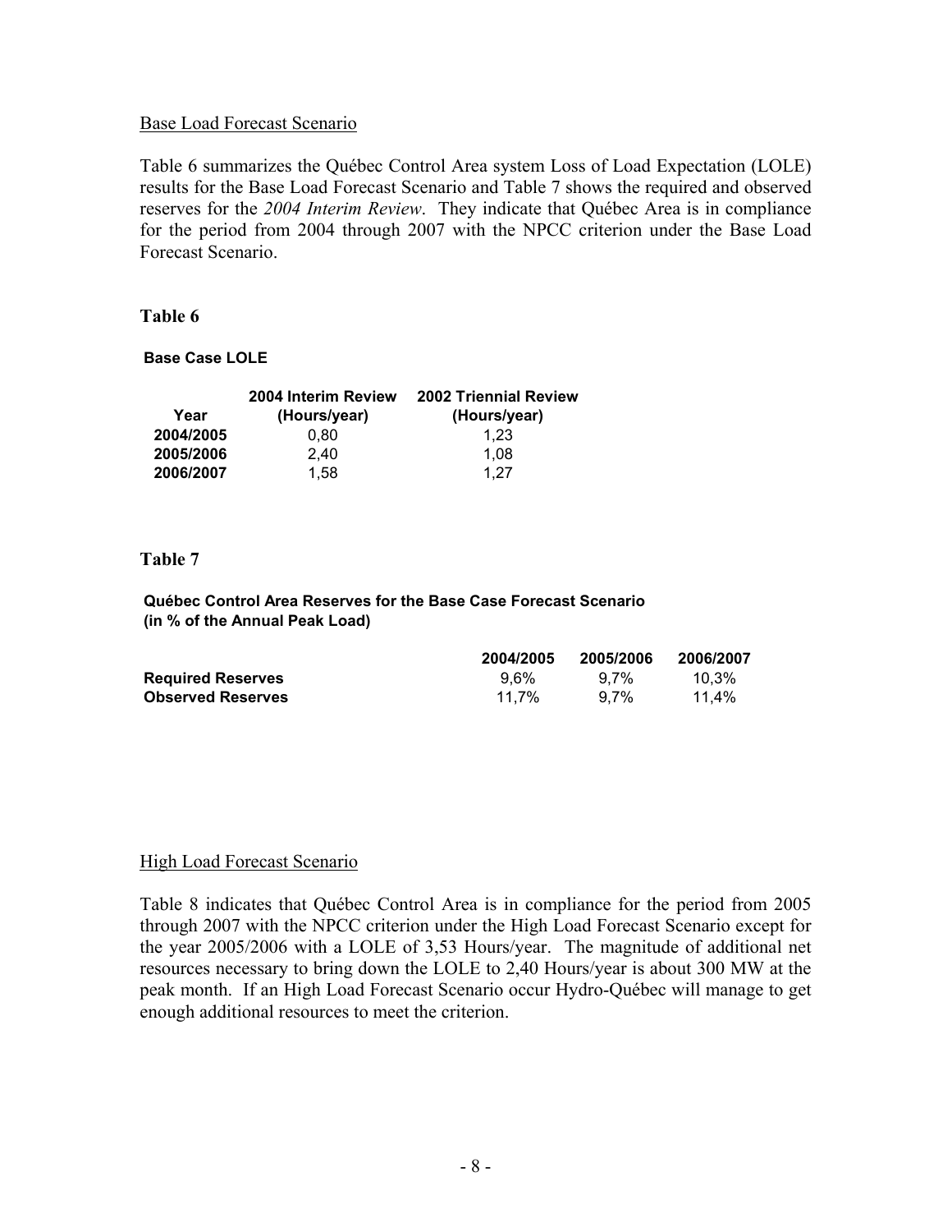Base Load Forecast Scenario

Table 6 summarizes the Québec Control Area system Loss of Load Expectation (LOLE) results for the Base Load Forecast Scenario and Table 7 shows the required and observed reserves for the *2004 Interim Review*. They indicate that Québec Area is in compliance for the period from 2004 through 2007 with the NPCC criterion under the Base Load Forecast Scenario.

**Table 6**

**Base Case LOLE**

| Year | 2004 Interim Review (Hours/year) | 2002 Triennial Review (Hours/year) |
|---|---|---|
| **2004/2005** | 0,80 | 1,23 |
| **2005/2006** | 2,40 | 1,08 |
| **2006/2007** | 1,58 | 1,27 |

**Table 7**

**Québec Control Area Reserves for the Base Case Forecast Scenario (in % of the Annual Peak Load)**

| | 2004/2005 | 2005/2006 | 2006/2007 |
|---|---|---|---|
| **Required Reserves** | 9,6% | 9,7% | 10,3% |
| **Observed Reserves** | 11,7% | 9,7% | 11,4% |

High Load Forecast Scenario

Table 8 indicates that Québec Control Area is in compliance for the period from 2005 through 2007 with the NPCC criterion under the High Load Forecast Scenario except for the year 2005/2006 with a LOLE of 3,53 Hours/year. The magnitude of additional net resources necessary to bring down the LOLE to 2,40 Hours/year is about 300 MW at the peak month. If an High Load Forecast Scenario occur Hydro-Québec will manage to get enough additional resources to meet the criterion.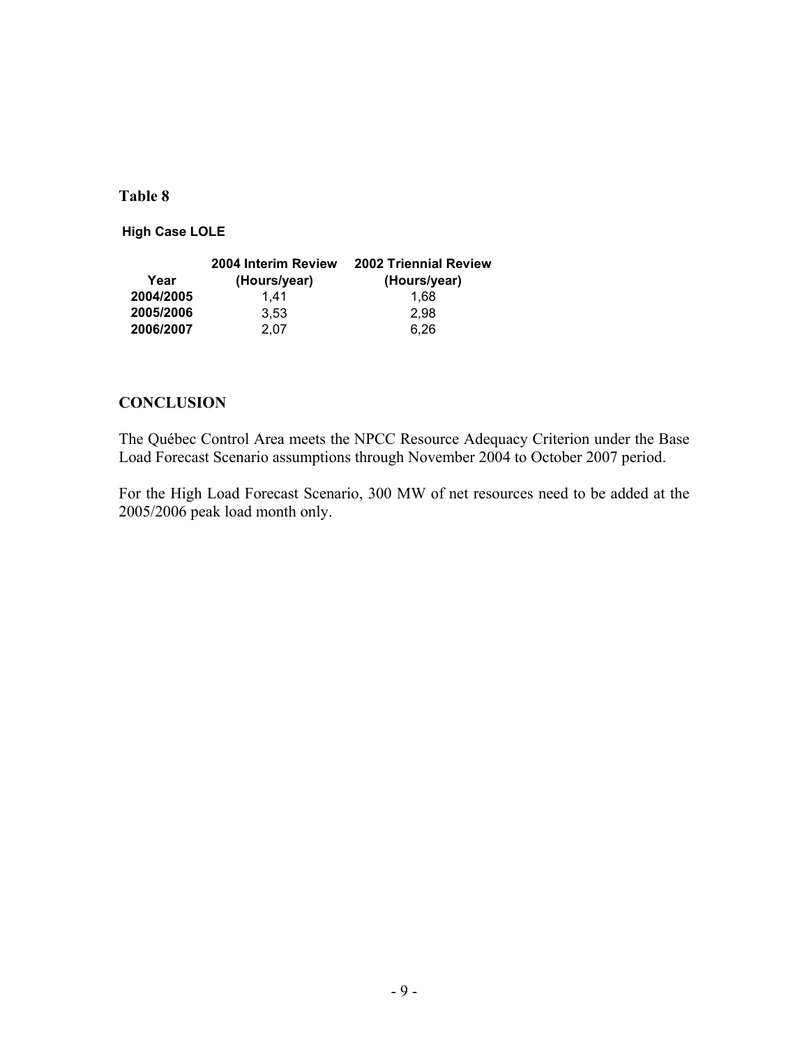**Table 8**

**High Case LOLE**

| Year | 2004 Interim Review (Hours/year) | 2002 Triennial Review (Hours/year) |
|---|---|---|
| **2004/2005** | 1,41 | 1,68 |
| **2005/2006** | 3,53 | 2,98 |
| **2006/2007** | 2,07 | 6,26 |

## CONCLUSION

The Québec Control Area meets the NPCC Resource Adequacy Criterion under the Base Load Forecast Scenario assumptions through November 2004 to October 2007 period.

For the High Load Forecast Scenario, 300 MW of net resources need to be added at the 2005/2006 peak load month only.